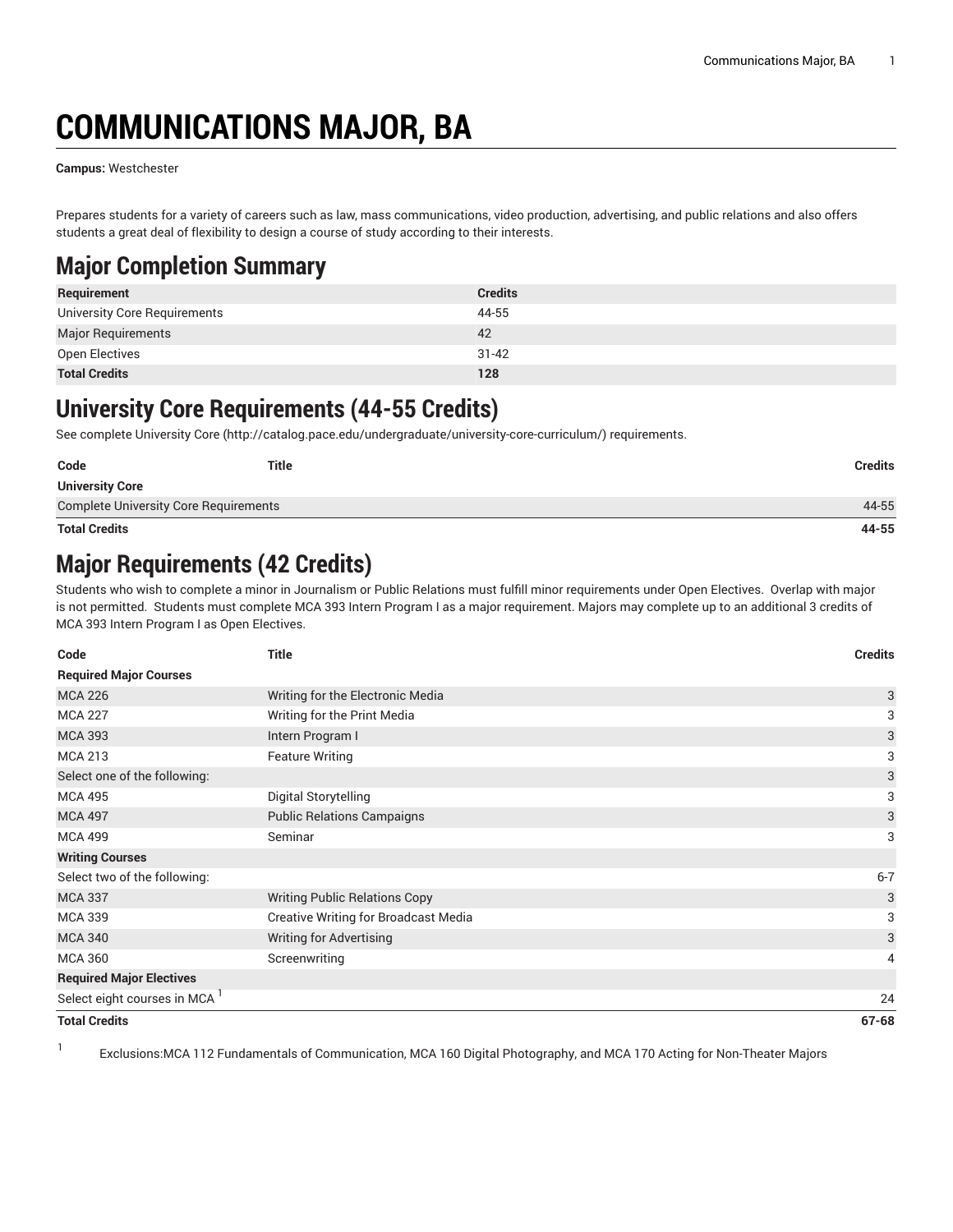# COMMUNICATIONS MAJOR, BA

**Campus:** Westchester

Prepares students for a variety of careers such as law, mass communications, video production, advertising, and public relations and also offers students a great deal of flexibility to design a course of study according to their interests.

## Major Completion Summary

| Requirement | Credits |
|---|---|
| University Core Requirements | 44-55 |
| Major Requirements | 42 |
| Open Electives | 31-42 |
| **Total Credits** | **128** |

## University Core Requirements (44-55 Credits)

See complete University Core (http://catalog.pace.edu/undergraduate/university-core-curriculum/) requirements.

| Code | Title | Credits |
|---|---|---|
| **University Core** | | |
| Complete University Core Requirements | | 44-55 |
| **Total Credits** | | **44-55** |

## Major Requirements (42 Credits)

Students who wish to complete a minor in Journalism or Public Relations must fulfill minor requirements under Open Electives. Overlap with major is not permitted. Students must complete MCA 393 Intern Program I as a major requirement. Majors may complete up to an additional 3 credits of MCA 393 Intern Program I as Open Electives.

| Code | Title | Credits |
|---|---|---|
| **Required Major Courses** | | |
| MCA 226 | Writing for the Electronic Media | 3 |
| MCA 227 | Writing for the Print Media | 3 |
| MCA 393 | Intern Program I | 3 |
| MCA 213 | Feature Writing | 3 |
| Select one of the following: | | 3 |
| MCA 495 | Digital Storytelling | 3 |
| MCA 497 | Public Relations Campaigns | 3 |
| MCA 499 | Seminar | 3 |
| **Writing Courses** | | |
| Select two of the following: | | 6-7 |
| MCA 337 | Writing Public Relations Copy | 3 |
| MCA 339 | Creative Writing for Broadcast Media | 3 |
| MCA 340 | Writing for Advertising | 3 |
| MCA 360 | Screenwriting | 4 |
| **Required Major Electives** | | |
| Select eight courses in MCA [1] | | 24 |
| **Total Credits** | | **67-68** |

[1] Exclusions:MCA 112 Fundamentals of Communication, MCA 160 Digital Photography, and MCA 170 Acting for Non-Theater Majors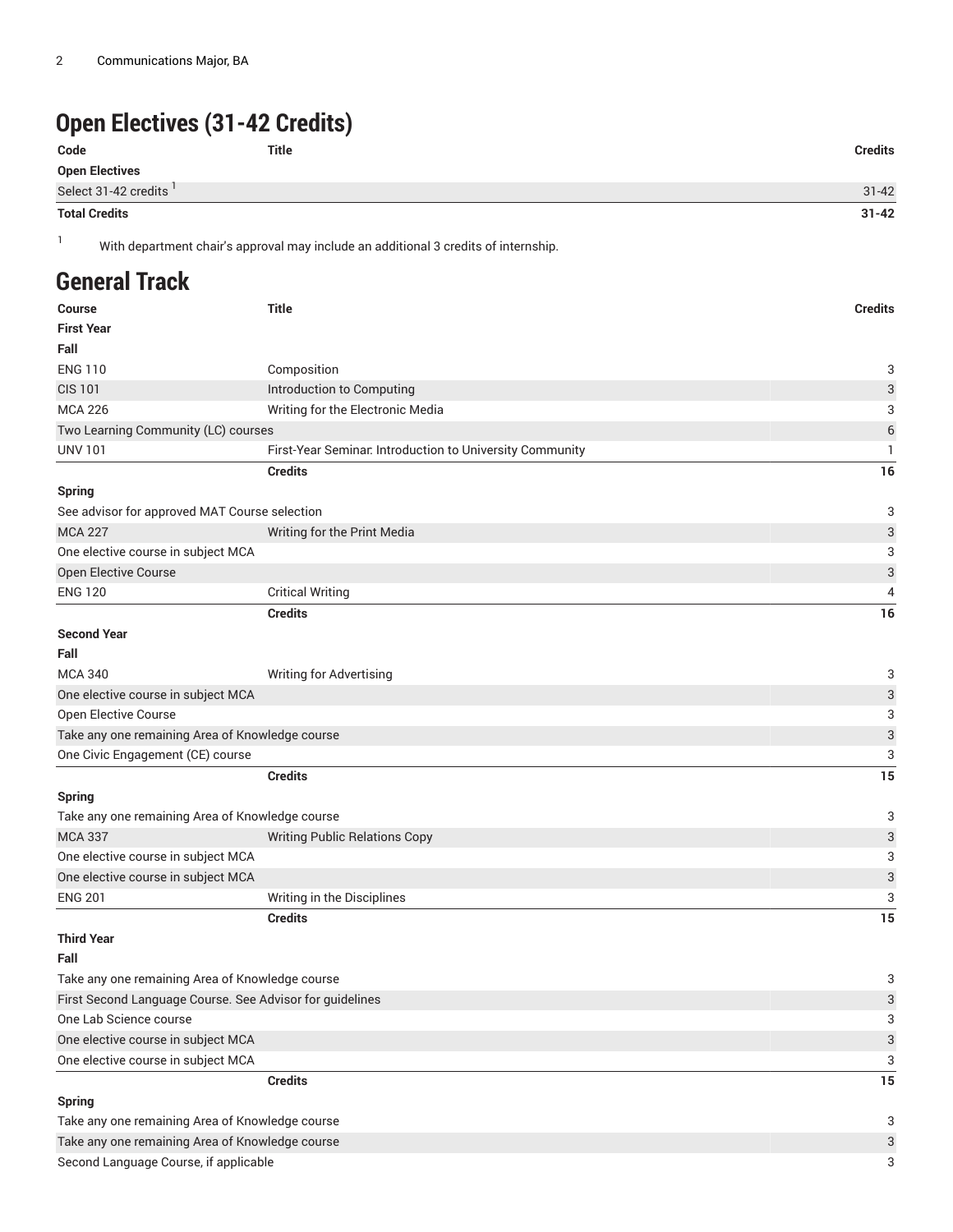## Open Electives (31-42 Credits)

| Code | Title | Credits |
|---|---|---|
| **Open Electives** | | |
| Select 31-42 credits [1] | | 31-42 |
| **Total Credits** | | **31-42** |

1 With department chair's approval may include an additional 3 credits of internship.

## General Track

| Course | Title | Credits |
|---|---|---|
| **First Year** | | |
| **Fall** | | |
| ENG 110 | Composition | 3 |
| CIS 101 | Introduction to Computing | 3 |
| MCA 226 | Writing for the Electronic Media | 3 |
| Two Learning Community (LC) courses | | 6 |
| UNV 101 | First-Year Seminar: Introduction to University Community | 1 |
| | **Credits** | **16** |
| **Spring** | | |
| See advisor for approved MAT Course selection | | 3 |
| MCA 227 | Writing for the Print Media | 3 |
| One elective course in subject MCA | | 3 |
| Open Elective Course | | 3 |
| ENG 120 | Critical Writing | 4 |
| | **Credits** | **16** |
| **Second Year** | | |
| **Fall** | | |
| MCA 340 | Writing for Advertising | 3 |
| One elective course in subject MCA | | 3 |
| Open Elective Course | | 3 |
| Take any one remaining Area of Knowledge course | | 3 |
| One Civic Engagement (CE) course | | 3 |
| | **Credits** | **15** |
| **Spring** | | |
| Take any one remaining Area of Knowledge course | | 3 |
| MCA 337 | Writing Public Relations Copy | 3 |
| One elective course in subject MCA | | 3 |
| One elective course in subject MCA | | 3 |
| ENG 201 | Writing in the Disciplines | 3 |
| | **Credits** | **15** |
| **Third Year** | | |
| **Fall** | | |
| Take any one remaining Area of Knowledge course | | 3 |
| First Second Language Course. See Advisor for guidelines | | 3 |
| One Lab Science course | | 3 |
| One elective course in subject MCA | | 3 |
| One elective course in subject MCA | | 3 |
| | **Credits** | **15** |
| **Spring** | | |
| Take any one remaining Area of Knowledge course | | 3 |
| Take any one remaining Area of Knowledge course | | 3 |
| Second Language Course, if applicable | | 3 |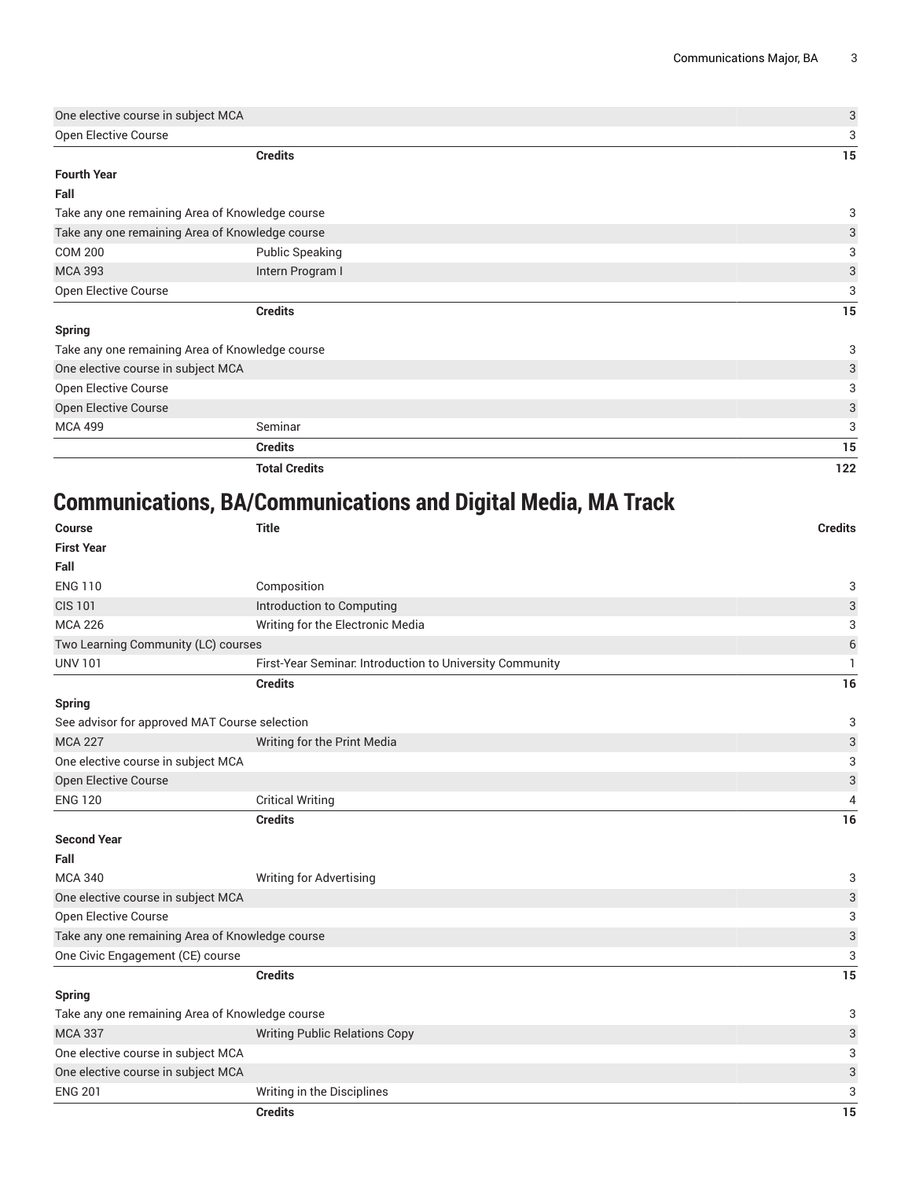| | | |
|---|---|---|
| One elective course in subject MCA | | 3 |
| Open Elective Course | | 3 |
| | **Credits** | **15** |
| **Fourth Year** | | |
| **Fall** | | |
| Take any one remaining Area of Knowledge course | | 3 |
| Take any one remaining Area of Knowledge course | | 3 |
| COM 200 | Public Speaking | 3 |
| MCA 393 | Intern Program I | 3 |
| Open Elective Course | | 3 |
| | **Credits** | **15** |
| **Spring** | | |
| Take any one remaining Area of Knowledge course | | 3 |
| One elective course in subject MCA | | 3 |
| Open Elective Course | | 3 |
| Open Elective Course | | 3 |
| MCA 499 | Seminar | 3 |
| | **Credits** | **15** |
| | **Total Credits** | **122** |

## Communications, BA/Communications and Digital Media, MA Track

| Course | Title | Credits |
|---|---|---|
| **First Year** | | |
| **Fall** | | |
| ENG 110 | Composition | 3 |
| CIS 101 | Introduction to Computing | 3 |
| MCA 226 | Writing for the Electronic Media | 3 |
| Two Learning Community (LC) courses | | 6 |
| UNV 101 | First-Year Seminar: Introduction to University Community | 1 |
| | **Credits** | **16** |
| **Spring** | | |
| See advisor for approved MAT Course selection | | 3 |
| MCA 227 | Writing for the Print Media | 3 |
| One elective course in subject MCA | | 3 |
| Open Elective Course | | 3 |
| ENG 120 | Critical Writing | 4 |
| | **Credits** | **16** |
| **Second Year** | | |
| **Fall** | | |
| MCA 340 | Writing for Advertising | 3 |
| One elective course in subject MCA | | 3 |
| Open Elective Course | | 3 |
| Take any one remaining Area of Knowledge course | | 3 |
| One Civic Engagement (CE) course | | 3 |
| | **Credits** | **15** |
| **Spring** | | |
| Take any one remaining Area of Knowledge course | | 3 |
| MCA 337 | Writing Public Relations Copy | 3 |
| One elective course in subject MCA | | 3 |
| One elective course in subject MCA | | 3 |
| ENG 201 | Writing in the Disciplines | 3 |
| | **Credits** | **15** |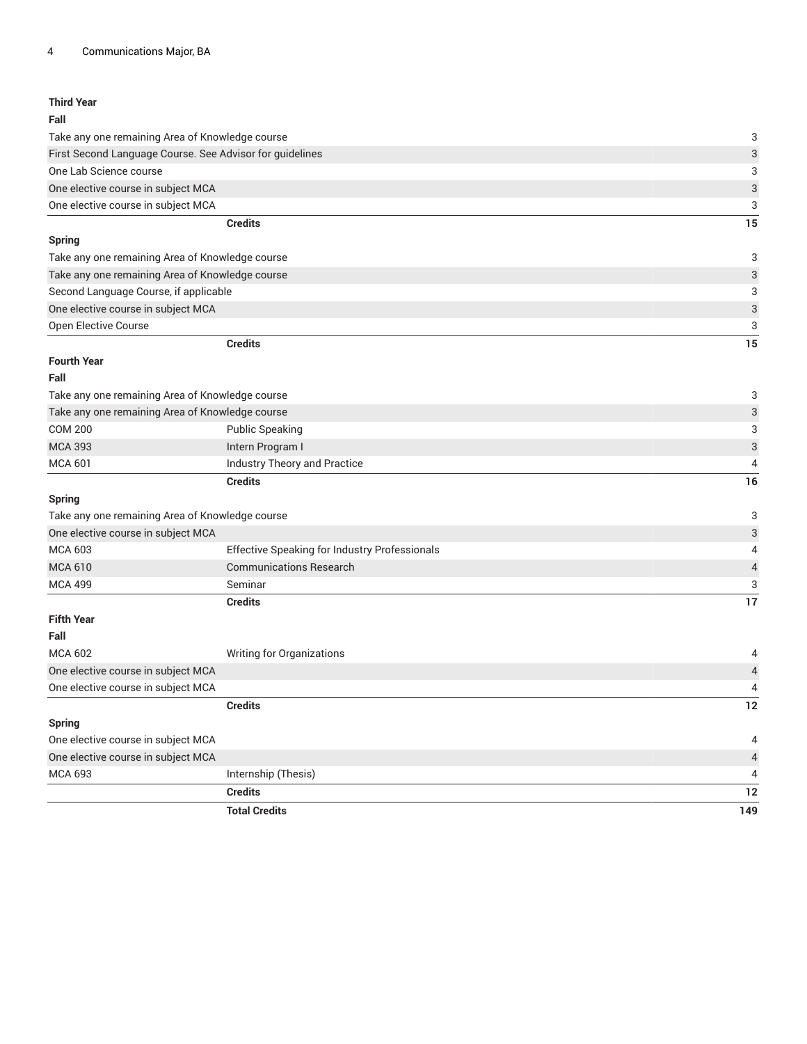| | | |
|---|---|---|
| **Third Year** | | |
| **Fall** | | |
| Take any one remaining Area of Knowledge course | | 3 |
| First Second Language Course. See Advisor for guidelines | | 3 |
| One Lab Science course | | 3 |
| One elective course in subject MCA | | 3 |
| One elective course in subject MCA | | 3 |
| | **Credits** | **15** |
| **Spring** | | |
| Take any one remaining Area of Knowledge course | | 3 |
| Take any one remaining Area of Knowledge course | | 3 |
| Second Language Course, if applicable | | 3 |
| One elective course in subject MCA | | 3 |
| Open Elective Course | | 3 |
| | **Credits** | **15** |
| **Fourth Year** | | |
| **Fall** | | |
| Take any one remaining Area of Knowledge course | | 3 |
| Take any one remaining Area of Knowledge course | | 3 |
| COM 200 | Public Speaking | 3 |
| MCA 393 | Intern Program I | 3 |
| MCA 601 | Industry Theory and Practice | 4 |
| | **Credits** | **16** |
| **Spring** | | |
| Take any one remaining Area of Knowledge course | | 3 |
| One elective course in subject MCA | | 3 |
| MCA 603 | Effective Speaking for Industry Professionals | 4 |
| MCA 610 | Communications Research | 4 |
| MCA 499 | Seminar | 3 |
| | **Credits** | **17** |
| **Fifth Year** | | |
| **Fall** | | |
| MCA 602 | Writing for Organizations | 4 |
| One elective course in subject MCA | | 4 |
| One elective course in subject MCA | | 4 |
| | **Credits** | **12** |
| **Spring** | | |
| One elective course in subject MCA | | 4 |
| One elective course in subject MCA | | 4 |
| MCA 693 | Internship (Thesis) | 4 |
| | **Credits** | **12** |
| | **Total Credits** | **149** |